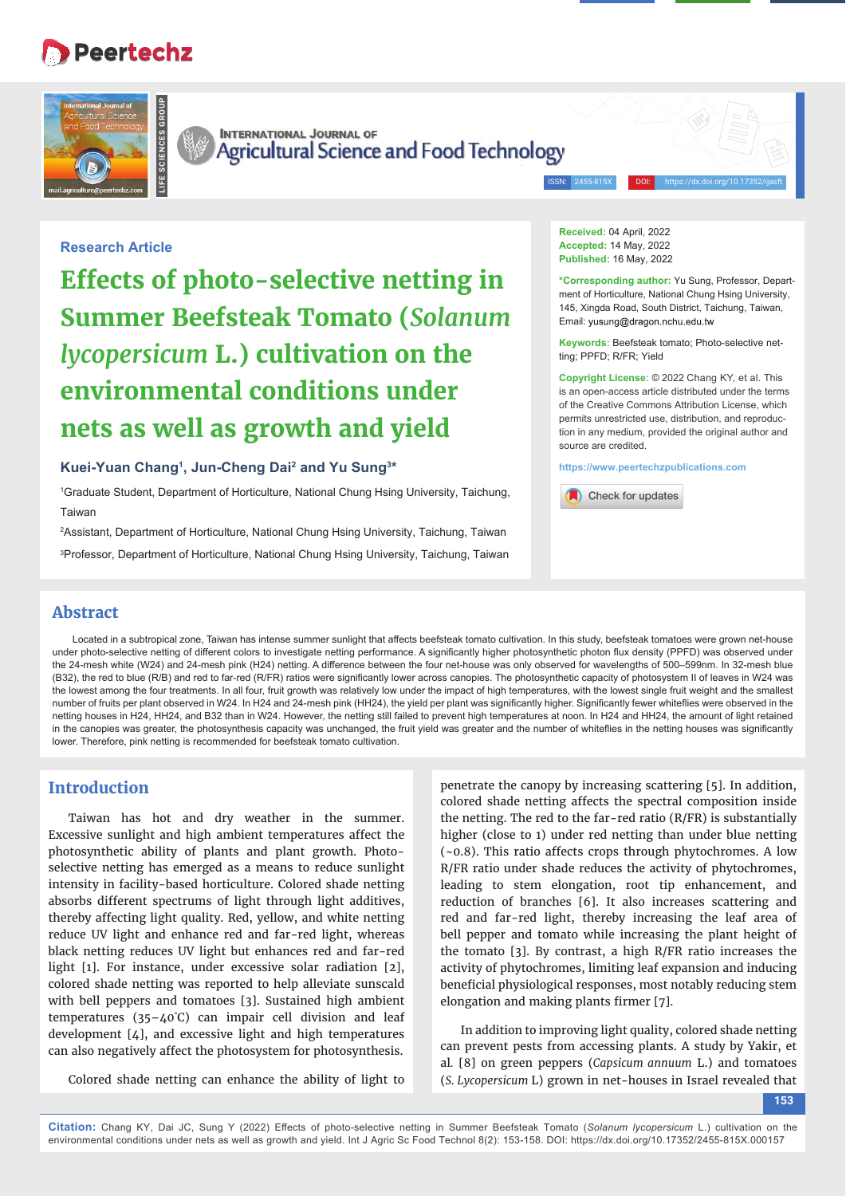Research Article

# Effects of photo-selective netting in Summer Beefsteak Tomato (*Solanum lycopersicum* L.) cultivation on the environmental conditions under nets as well as growth and yield

**Kuei-Yuan Chang[1], Jun-Cheng Dai[2] and Yu Sung[3]***

[1]Graduate Student, Department of Horticulture, National Chung Hsing University, Taichung, Taiwan

[2]Assistant, Department of Horticulture, National Chung Hsing University, Taichung, Taiwan

[3]Professor, Department of Horticulture, National Chung Hsing University, Taichung, Taiwan

**Received:** 04 April, 2022
**Accepted:** 14 May, 2022
**Published:** 16 May, 2022

***Corresponding author:** Yu Sung, Professor, Department of Horticulture, National Chung Hsing University, 145, Xingda Road, South District, Taichung, Taiwan, Email: yusung@dragon.nchu.edu.tw

**Keywords:** Beefsteak tomato; Photo-selective netting; PPFD; R/FR; Yield

**Copyright License:** © 2022 Chang KY, et al. This is an open-access article distributed under the terms of the Creative Commons Attribution License, which permits unrestricted use, distribution, and reproduction in any medium, provided the original author and source are credited.

https://www.peertechzpublications.com

## Abstract

Located in a subtropical zone, Taiwan has intense summer sunlight that affects beefsteak tomato cultivation. In this study, beefsteak tomatoes were grown net-house under photo-selective netting of different colors to investigate netting performance. A significantly higher photosynthetic photon flux density (PPFD) was observed under the 24-mesh white (W24) and 24-mesh pink (H24) netting. A difference between the four net-house was only observed for wavelengths of 500–599nm. In 32-mesh blue (B32), the red to blue (R/B) and red to far-red (R/FR) ratios were significantly lower across canopies. The photosynthetic capacity of photosystem II of leaves in W24 was the lowest among the four treatments. In all four, fruit growth was relatively low under the impact of high temperatures, with the lowest single fruit weight and the smallest number of fruits per plant observed in W24. In H24 and 24-mesh pink (HH24), the yield per plant was significantly higher. Significantly fewer whiteflies were observed in the netting houses in H24, HH24, and B32 than in W24. However, the netting still failed to prevent high temperatures at noon. In H24 and HH24, the amount of light retained in the canopies was greater, the photosynthesis capacity was unchanged, the fruit yield was greater and the number of whiteflies in the netting houses was significantly lower. Therefore, pink netting is recommended for beefsteak tomato cultivation.

## Introduction

Taiwan has hot and dry weather in the summer. Excessive sunlight and high ambient temperatures affect the photosynthetic ability of plants and plant growth. Photo-selective netting has emerged as a means to reduce sunlight intensity in facility-based horticulture. Colored shade netting absorbs different spectrums of light through light additives, thereby affecting light quality. Red, yellow, and white netting reduce UV light and enhance red and far-red light, whereas black netting reduces UV light but enhances red and far-red light [1]. For instance, under excessive solar radiation [2], colored shade netting was reported to help alleviate sunscald with bell peppers and tomatoes [3]. Sustained high ambient temperatures (35–40°C) can impair cell division and leaf development [4], and excessive light and high temperatures can also negatively affect the photosystem for photosynthesis.

Colored shade netting can enhance the ability of light to penetrate the canopy by increasing scattering [5]. In addition, colored shade netting affects the spectral composition inside the netting. The red to the far-red ratio (R/FR) is substantially higher (close to 1) under red netting than under blue netting (~0.8). This ratio affects crops through phytochromes. A low R/FR ratio under shade reduces the activity of phytochromes, leading to stem elongation, root tip enhancement, and reduction of branches [6]. It also increases scattering and red and far-red light, thereby increasing the leaf area of bell pepper and tomato while increasing the plant height of the tomato [3]. By contrast, a high R/FR ratio increases the activity of phytochromes, limiting leaf expansion and inducing beneficial physiological responses, most notably reducing stem elongation and making plants firmer [7].

In addition to improving light quality, colored shade netting can prevent pests from accessing plants. A study by Yakir, et al. [8] on green peppers (*Capsicum annuum* L.) and tomatoes (*S. Lycopersicum* L) grown in net-houses in Israel revealed that

**Citation:** Chang KY, Dai JC, Sung Y (2022) Effects of photo-selective netting in Summer Beefsteak Tomato (*Solanum lycopersicum* L.) cultivation on the environmental conditions under nets as well as growth and yield. Int J Agric Sc Food Technol 8(2): 153-158. DOI: https://dx.doi.org/10.17352/2455-815X.000157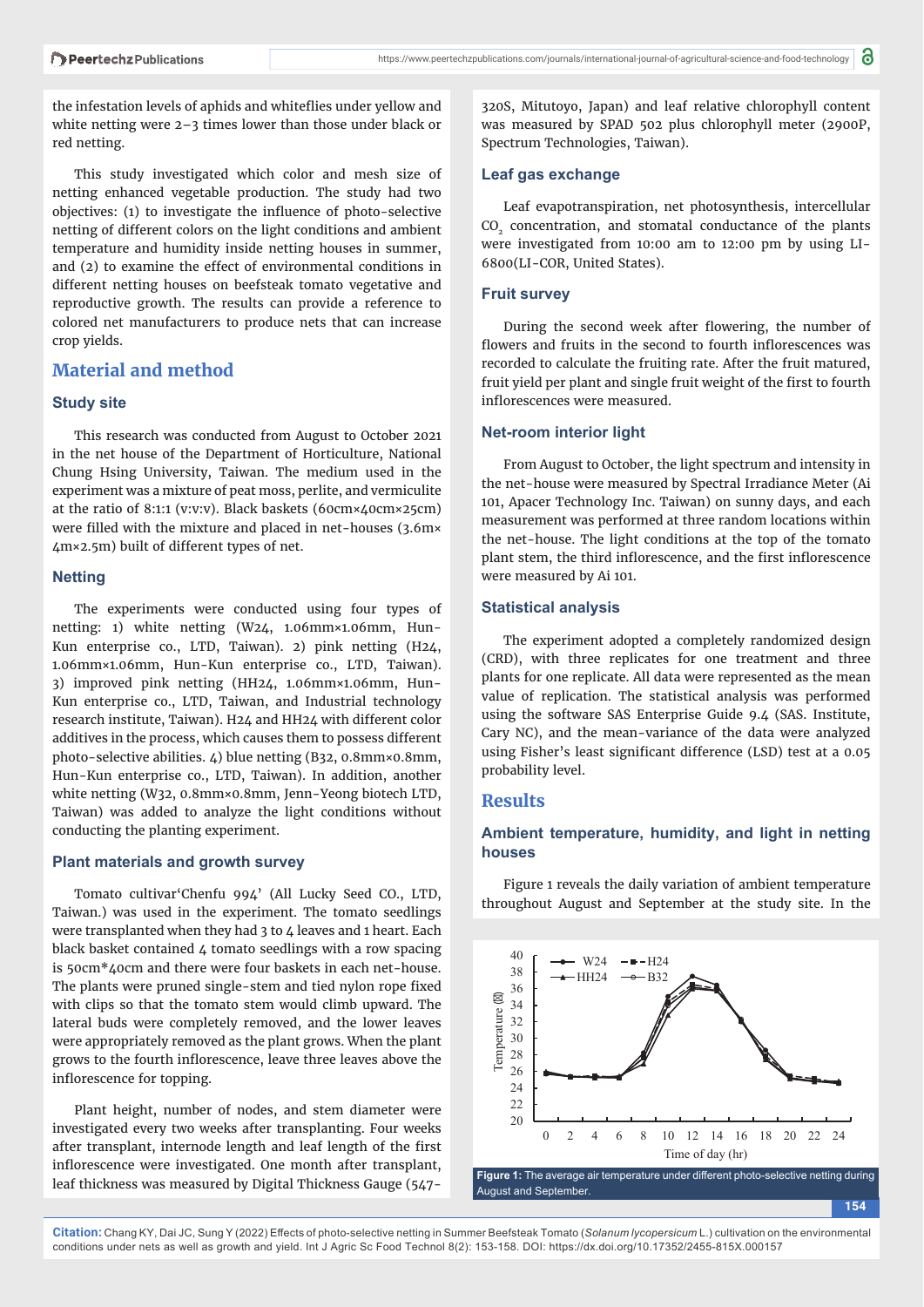the infestation levels of aphids and whiteflies under yellow and white netting were 2–3 times lower than those under black or red netting.

This study investigated which color and mesh size of netting enhanced vegetable production. The study had two objectives: (1) to investigate the influence of photo-selective netting of different colors on the light conditions and ambient temperature and humidity inside netting houses in summer, and (2) to examine the effect of environmental conditions in different netting houses on beefsteak tomato vegetative and reproductive growth. The results can provide a reference to colored net manufacturers to produce nets that can increase crop yields.

## Material and method

### Study site

This research was conducted from August to October 2021 in the net house of the Department of Horticulture, National Chung Hsing University, Taiwan. The medium used in the experiment was a mixture of peat moss, perlite, and vermiculite at the ratio of 8:1:1 (v:v:v). Black baskets (60cm×40cm×25cm) were filled with the mixture and placed in net-houses (3.6m× 4m×2.5m) built of different types of net.

### Netting

The experiments were conducted using four types of netting: 1) white netting (W24, 1.06mm×1.06mm, Hun-Kun enterprise co., LTD, Taiwan). 2) pink netting (H24, 1.06mm×1.06mm, Hun-Kun enterprise co., LTD, Taiwan). 3) improved pink netting (HH24, 1.06mm×1.06mm, Hun-Kun enterprise co., LTD, Taiwan, and Industrial technology research institute, Taiwan). H24 and HH24 with different color additives in the process, which causes them to possess different photo-selective abilities. 4) blue netting (B32, 0.8mm×0.8mm, Hun-Kun enterprise co., LTD, Taiwan). In addition, another white netting (W32, 0.8mm×0.8mm, Jenn-Yeong biotech LTD, Taiwan) was added to analyze the light conditions without conducting the planting experiment.

### Plant materials and growth survey

Tomato cultivar'Chenfu 994' (All Lucky Seed CO., LTD, Taiwan.) was used in the experiment. The tomato seedlings were transplanted when they had 3 to 4 leaves and 1 heart. Each black basket contained 4 tomato seedlings with a row spacing is 50cm*40cm and there were four baskets in each net-house. The plants were pruned single-stem and tied nylon rope fixed with clips so that the tomato stem would climb upward. The lateral buds were completely removed, and the lower leaves were appropriately removed as the plant grows. When the plant grows to the fourth inflorescence, leave three leaves above the inflorescence for topping.

Plant height, number of nodes, and stem diameter were investigated every two weeks after transplanting. Four weeks after transplant, internode length and leaf length of the first inflorescence were investigated. One month after transplant, leaf thickness was measured by Digital Thickness Gauge (547-320S, Mitutoyo, Japan) and leaf relative chlorophyll content was measured by SPAD 502 plus chlorophyll meter (2900P, Spectrum Technologies, Taiwan).

### Leaf gas exchange

Leaf evapotranspiration, net photosynthesis, intercellular $CO_2$ concentration, and stomatal conductance of the plants were investigated from 10:00 am to 12:00 pm by using LI-6800(LI-COR, United States).

### Fruit survey

During the second week after flowering, the number of flowers and fruits in the second to fourth inflorescences was recorded to calculate the fruiting rate. After the fruit matured, fruit yield per plant and single fruit weight of the first to fourth inflorescences were measured.

### Net-room interior light

From August to October, the light spectrum and intensity in the net-house were measured by Spectral Irradiance Meter (Ai 101, Apacer Technology Inc. Taiwan) on sunny days, and each measurement was performed at three random locations within the net-house. The light conditions at the top of the tomato plant stem, the third inflorescence, and the first inflorescence were measured by Ai 101.

### Statistical analysis

The experiment adopted a completely randomized design (CRD), with three replicates for one treatment and three plants for one replicate. All data were represented as the mean value of replication. The statistical analysis was performed using the software SAS Enterprise Guide 9.4 (SAS. Institute, Cary NC), and the mean-variance of the data were analyzed using Fisher's least significant difference (LSD) test at a 0.05 probability level.

## Results

### Ambient temperature, humidity, and light in netting houses

Figure 1 reveals the daily variation of ambient temperature throughout August and September at the study site. In the

Figure 1: The average air temperature under different photo-selective netting during August and September.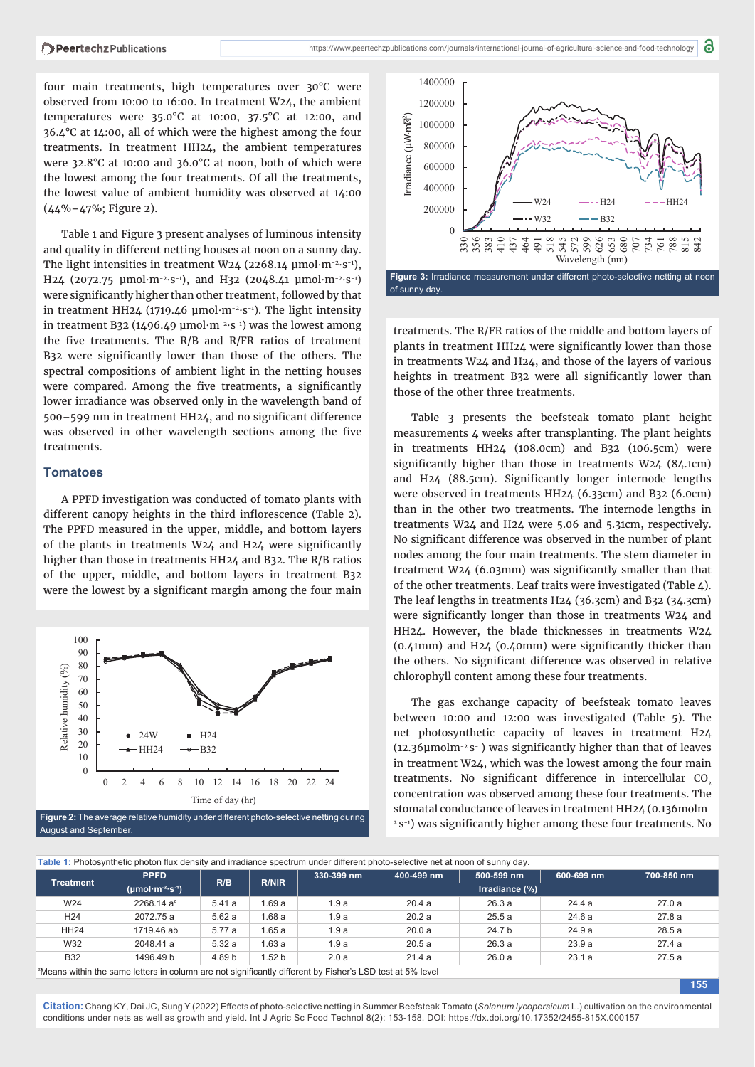four main treatments, high temperatures over 30°C were observed from 10:00 to 16:00. In treatment W24, the ambient temperatures were 35.0°C at 10:00, 37.5°C at 12:00, and 36.4°C at 14:00, all of which were the highest among the four treatments. In treatment HH24, the ambient temperatures were 32.8°C at 10:00 and 36.0°C at noon, both of which were the lowest among the four treatments. Of all the treatments, the lowest value of ambient humidity was observed at 14:00 (44%–47%; Figure 2).

Table 1 and Figure 3 present analyses of luminous intensity and quality in different netting houses at noon on a sunny day. The light intensities in treatment W24 (2268.14 μmol·m$^{-2}$·s$^{-1}$), H24 (2072.75 μmol·m$^{-2}$·s$^{-1}$), and H32 (2048.41 μmol·m$^{-2}$·s$^{-1}$) were significantly higher than other treatment, followed by that in treatment HH24 (1719.46 μmol·m$^{-2}$·s$^{-1}$). The light intensity in treatment B32 (1496.49 μmol·m$^{-2}$·s$^{-1}$) was the lowest among the five treatments. The R/B and R/FR ratios of treatment B32 were significantly lower than those of the others. The spectral compositions of ambient light in the netting houses were compared. Among the five treatments, a significantly lower irradiance was observed only in the wavelength band of 500–599 nm in treatment HH24, and no significant difference was observed in other wavelength sections among the five treatments.

### Tomatoes

A PPFD investigation was conducted of tomato plants with different canopy heights in the third inflorescence (Table 2). The PPFD measured in the upper, middle, and bottom layers of the plants in treatments W24 and H24 were significantly higher than those in treatments HH24 and B32. The R/B ratios of the upper, middle, and bottom layers in treatment B32 were the lowest by a significant margin among the four main treatments. The R/FR ratios of the middle and bottom layers of plants in treatment HH24 were significantly lower than those in treatments W24 and H24, and those of the layers of various heights in treatment B32 were all significantly lower than those of the other three treatments.

Figure 2: The average relative humidity under different photo-selective netting during August and September.

Figure 3: Irradiance measurement under different photo-selective netting at noon of sunny day.

Table 3 presents the beefsteak tomato plant height measurements 4 weeks after transplanting. The plant heights in treatments HH24 (108.0cm) and B32 (106.5cm) were significantly higher than those in treatments W24 (84.1cm) and H24 (88.5cm). Significantly longer internode lengths were observed in treatments HH24 (6.33cm) and B32 (6.0cm) than in the other two treatments. The internode lengths in treatments W24 and H24 were 5.06 and 5.31cm, respectively. No significant difference was observed in the number of plant nodes among the four main treatments. The stem diameter in treatment W24 (6.03mm) was significantly smaller than that of the other treatments. Leaf traits were investigated (Table 4). The leaf lengths in treatments H24 (36.3cm) and B32 (34.3cm) were significantly longer than those in treatments W24 and HH24. However, the blade thicknesses in treatments W24 (0.41mm) and H24 (0.40mm) were significantly thicker than the others. No significant difference was observed in relative chlorophyll content among these four treatments.

The gas exchange capacity of beefsteak tomato leaves between 10:00 and 12:00 was investigated (Table 5). The net photosynthetic capacity of leaves in treatment H24 (12.36μmolm$^{-2}$ s$^{-1}$) was significantly higher than that of leaves in treatment W24, which was the lowest among the four main treatments. No significant difference in intercellular $CO_2$ concentration was observed among these four treatments. The stomatal conductance of leaves in treatment HH24 (0.136molm$^{-2}$ s$^{-1}$) was significantly higher among these four treatments. No

**Table 1:** Photosynthetic photon flux density and irradiance spectrum under different photo-selective net at noon of sunny day.

| Treatment | PPFD (μmol·m$^{-2}$·s$^{-1}$) | R/B | R/NIR | 330-399 nm | 400-499 nm | 500-599 nm | 600-699 nm | 700-850 nm |
|---|---|---|---|---|---|---|---|---|
| | | | | Irradiance (%) | | | | |
| W24 | 2268.14 a[z] | 5.41 a | 1.69 a | 1.9 a | 20.4 a | 26.3 a | 24.4 a | 27.0 a |
| H24 | 2072.75 a | 5.62 a | 1.68 a | 1.9 a | 20.2 a | 25.5 a | 24.6 a | 27.8 a |
| HH24 | 1719.46 ab | 5.77 a | 1.65 a | 1.9 a | 20.0 a | 24.7 b | 24.9 a | 28.5 a |
| W32 | 2048.41 a | 5.32 a | 1.63 a | 1.9 a | 20.5 a | 26.3 a | 23.9 a | 27.4 a |
| B32 | 1496.49 b | 4.89 b | 1.52 b | 2.0 a | 21.4 a | 26.0 a | 23.1 a | 27.5 a |

[z]Means within the same letters in column are not significantly different by Fisher's LSD test at 5% level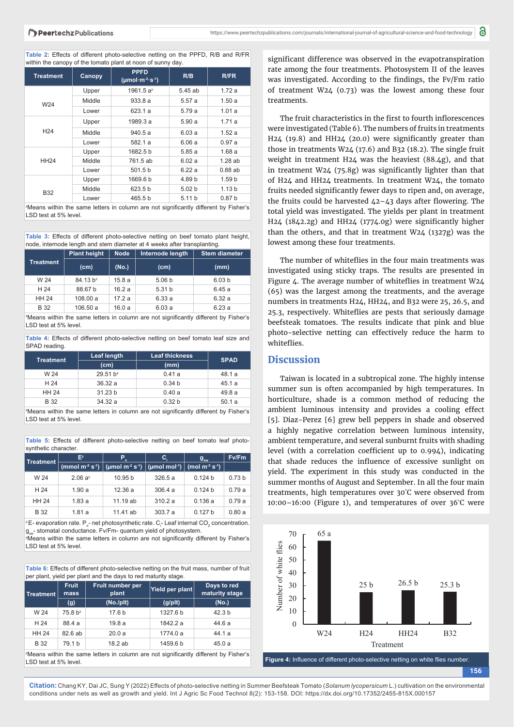Table 2: Effects of different photo-selective netting on the PPFD, R/B and R/FR within the canopy of the tomato plant at noon of sunny day.

| Treatment | Canopy | PPFD (μmol·m⁻²·s⁻¹) | R/B | R/FR |
|---|---|---|---|---|
| W24 | Upper | 1961.5 a[z] | 5.45 ab | 1.72 a |
| | Middle | 933.8 a | 5.57 a | 1.50 a |
| | Lower | 623.1 a | 5.79 a | 1.01 a |
| H24 | Upper | 1989.3 a | 5.90 a | 1.71 a |
| | Middle | 940.5 a | 6.03 a | 1.52 a |
| | Lower | 582.1 a | 6.06 a | 0.97 a |
| HH24 | Upper | 1682.5 b | 5.85 a | 1.68 a |
| | Middle | 761.5 ab | 6.02 a | 1.28 ab |
| | Lower | 501.5 b | 6.22 a | 0.88 ab |
| B32 | Upper | 1669.6 b | 4.89 b | 1.59 b |
| | Middle | 623.5 b | 5.02 b | 1.13 b |
| | Lower | 465.5 b | 5.11 b | 0.87 b |

[z]Means within the same letters in column are not significantly different by Fisher's LSD test at 5% level.

Table 3: Effects of different photo-selective netting on beef tomato plant height, node, internode length and stem diameter at 4 weeks after transplanting.

| Treatment | Plant height (cm) | Node (No.) | Internode length (cm) | Stem diameter (mm) |
|---|---|---|---|---|
| W 24 | 84.13 b[z] | 15.8 a | 5.06 b | 6.03 b |
| H 24 | 88.67 b | 16.2 a | 5.31 b | 6.45 a |
| HH 24 | 108.00 a | 17.2 a | 6.33 a | 6.32 a |
| B 32 | 106.50 a | 16.0 a | 6.03 a | 6.23 a |

[z]Means within the same letters in column are not significantly different by Fisher's LSD test at 5% level.

Table 4: Effects of different photo-selective netting on beef tomato leaf size and SPAD reading.

| Treatment | Leaf length (cm) | Leaf thickness (mm) | SPAD |
|---|---|---|---|
| W 24 | 29.51 b[z] | 0.41 a | 48.1 a |
| H 24 | 36.32 a | 0.34 b | 45.1 a |
| HH 24 | 31.23 b | 0.40 a | 49.8 a |
| B 32 | 34.32 a | 0.32 b | 50.1 a |

[z]Means within the same letters in column are not significantly different by Fisher's LSD test at 5% level.

Table 5: Effects of different photo-selective netting on beef tomato leaf photosynthetic character.

| Treatment | E[z] (mmol m⁻² s⁻¹) | $P_n$ (μmol m⁻² s⁻¹) | $C_i$ (μmol mol⁻¹) | $g_{sw}$ (mol m⁻² s⁻¹) | Fv/Fm |
|---|---|---|---|---|---|
| W 24 | 2.06 a[y] | 10.95 b | 326.5 a | 0.124 b | 0.73 b |
| H 24 | 1.90 a | 12.36 a | 306.4 a | 0.124 b | 0.79 a |
| HH 24 | 1.83 a | 11.19 ab | 310.2 a | 0.136 a | 0.79 a |
| B 32 | 1.81 a | 11.41 ab | 303.7 a | 0.127 b | 0.80 a |

[z]E- evaporation rate. $P_n$- net photosynthetic rate. $C_i$- Leaf internal $CO_2$ concentration. $g_{sw}$- stomatal conductance. Fv/Fm- quantum yield of photosystem.
[y]Means within the same letters in column are not significantly different by Fisher's LSD test at 5% level.

Table 6: Effects of different photo-selective netting on the fruit mass, number of fruit per plant, yield per plant and the days to red maturity stage.

| Treatment | Fruit mass (g) | Fruit number per plant (No./plt) | Yield per plant (g/plt) | Days to red maturity stage (No.) |
|---|---|---|---|---|
| W 24 | 75.8 b[z] | 17.6 b | 1327.6 b | 42.3 b |
| H 24 | 88.4 a | 19.8 a | 1842.2 a | 44.6 a |
| HH 24 | 82.6 ab | 20.0 a | 1774.0 a | 44.1 a |
| B 32 | 79.1 b | 18.2 ab | 1459.6 b | 45.0 a |

[z]Means within the same letters in column are not significantly different by Fisher's LSD test at 5% level.

significant difference was observed in the evapotranspiration rate among the four treatments. Photosystem II of the leaves was investigated. According to the findings, the Fv/Fm ratio of treatment W24 (0.73) was the lowest among these four treatments.

The fruit characteristics in the first to fourth inflorescences were investigated (Table 6). The numbers of fruits in treatments H24 (19.8) and HH24 (20.0) were significantly greater than those in treatments W24 (17.6) and B32 (18.2). The single fruit weight in treatment H24 was the heaviest (88.4g), and that in treatment W24 (75.8g) was significantly lighter than that of H24 and HH24 treatments. In treatment W24, the tomato fruits needed significantly fewer days to ripen and, on average, the fruits could be harvested 42–43 days after flowering. The total yield was investigated. The yields per plant in treatment H24 (1842.2g) and HH24 (1774.0g) were significantly higher than the others, and that in treatment W24 (1327g) was the lowest among these four treatments.

The number of whiteflies in the four main treatments was investigated using sticky traps. The results are presented in Figure 4. The average number of whiteflies in treatment W24 (65) was the largest among the treatments, and the average numbers in treatments H24, HH24, and B32 were 25, 26.5, and 25.3, respectively. Whiteflies are pests that seriously damage beefsteak tomatoes. The results indicate that pink and blue photo-selective netting can effectively reduce the harm to whiteflies.

## Discussion

Taiwan is located in a subtropical zone. The highly intense summer sun is often accompanied by high temperatures. In horticulture, shade is a common method of reducing the ambient luminous intensity and provides a cooling effect [5]. Diaz-Perez [6] grew bell peppers in shade and observed a highly negative correlation between luminous intensity, ambient temperature, and several sunburnt fruits with shading level (with a correlation coefficient up to 0.994), indicating that shade reduces the influence of excessive sunlight on yield. The experiment in this study was conducted in the summer months of August and September. In all the four main treatments, high temperatures over 30°C were observed from 10:00–16:00 (Figure 1), and temperatures of over 36°C were

Figure 4: Influence of different photo-selective netting on white flies number.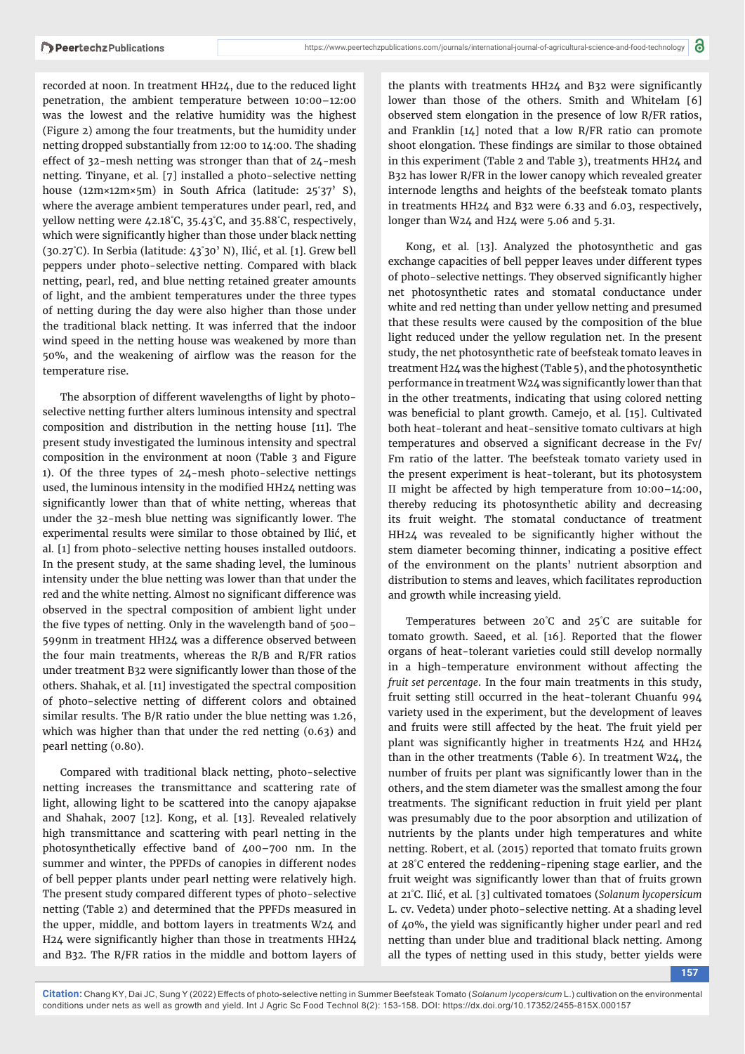recorded at noon. In treatment HH24, due to the reduced light penetration, the ambient temperature between 10:00–12:00 was the lowest and the relative humidity was the highest (Figure 2) among the four treatments, but the humidity under netting dropped substantially from 12:00 to 14:00. The shading effect of 32-mesh netting was stronger than that of 24-mesh netting. Tinyane, et al. [7] installed a photo-selective netting house (12m×12m×5m) in South Africa (latitude: 25˚37' S), where the average ambient temperatures under pearl, red, and yellow netting were 42.18˚C, 35.43˚C, and 35.88˚C, respectively, which were significantly higher than those under black netting (30.27˚C). In Serbia (latitude: 43˚30' N), Ilić, et al. [1]. Grew bell peppers under photo-selective netting. Compared with black netting, pearl, red, and blue netting retained greater amounts of light, and the ambient temperatures under the three types of netting during the day were also higher than those under the traditional black netting. It was inferred that the indoor wind speed in the netting house was weakened by more than 50%, and the weakening of airflow was the reason for the temperature rise.

The absorption of different wavelengths of light by photo-selective netting further alters luminous intensity and spectral composition and distribution in the netting house [11]. The present study investigated the luminous intensity and spectral composition in the environment at noon (Table 3 and Figure 1). Of the three types of 24-mesh photo-selective nettings used, the luminous intensity in the modified HH24 netting was significantly lower than that of white netting, whereas that under the 32-mesh blue netting was significantly lower. The experimental results were similar to those obtained by Ilić, et al. [1] from photo-selective netting houses installed outdoors. In the present study, at the same shading level, the luminous intensity under the blue netting was lower than that under the red and the white netting. Almost no significant difference was observed in the spectral composition of ambient light under the five types of netting. Only in the wavelength band of 500–599nm in treatment HH24 was a difference observed between the four main treatments, whereas the R/B and R/FR ratios under treatment B32 were significantly lower than those of the others. Shahak, et al. [11] investigated the spectral composition of photo-selective netting of different colors and obtained similar results. The B/R ratio under the blue netting was 1.26, which was higher than that under the red netting (0.63) and pearl netting (0.80).

Compared with traditional black netting, photo-selective netting increases the transmittance and scattering rate of light, allowing light to be scattered into the canopy ajapakse and Shahak, 2007 [12]. Kong, et al. [13]. Revealed relatively high transmittance and scattering with pearl netting in the photosynthetically effective band of 400–700 nm. In the summer and winter, the PPFDs of canopies in different nodes of bell pepper plants under pearl netting were relatively high. The present study compared different types of photo-selective netting (Table 2) and determined that the PPFDs measured in the upper, middle, and bottom layers in treatments W24 and H24 were significantly higher than those in treatments HH24 and B32. The R/FR ratios in the middle and bottom layers of the plants with treatments HH24 and B32 were significantly lower than those of the others. Smith and Whitelam [6] observed stem elongation in the presence of low R/FR ratios, and Franklin [14] noted that a low R/FR ratio can promote shoot elongation. These findings are similar to those obtained in this experiment (Table 2 and Table 3), treatments HH24 and B32 has lower R/FR in the lower canopy which revealed greater internode lengths and heights of the beefsteak tomato plants in treatments HH24 and B32 were 6.33 and 6.03, respectively, longer than W24 and H24 were 5.06 and 5.31.

Kong, et al. [13]. Analyzed the photosynthetic and gas exchange capacities of bell pepper leaves under different types of photo-selective nettings. They observed significantly higher net photosynthetic rates and stomatal conductance under white and red netting than under yellow netting and presumed that these results were caused by the composition of the blue light reduced under the yellow regulation net. In the present study, the net photosynthetic rate of beefsteak tomato leaves in treatment H24 was the highest (Table 5), and the photosynthetic performance in treatment W24 was significantly lower than that in the other treatments, indicating that using colored netting was beneficial to plant growth. Camejo, et al. [15]. Cultivated both heat-tolerant and heat-sensitive tomato cultivars at high temperatures and observed a significant decrease in the Fv/Fm ratio of the latter. The beefsteak tomato variety used in the present experiment is heat-tolerant, but its photosystem II might be affected by high temperature from 10:00–14:00, thereby reducing its photosynthetic ability and decreasing its fruit weight. The stomatal conductance of treatment HH24 was revealed to be significantly higher without the stem diameter becoming thinner, indicating a positive effect of the environment on the plants' nutrient absorption and distribution to stems and leaves, which facilitates reproduction and growth while increasing yield.

Temperatures between 20˚C and 25˚C are suitable for tomato growth. Saeed, et al. [16]. Reported that the flower organs of heat-tolerant varieties could still develop normally in a high-temperature environment without affecting the *fruit set percentage*. In the four main treatments in this study, fruit setting still occurred in the heat-tolerant Chuanfu 994 variety used in the experiment, but the development of leaves and fruits were still affected by the heat. The fruit yield per plant was significantly higher in treatments H24 and HH24 than in the other treatments (Table 6). In treatment W24, the number of fruits per plant was significantly lower than in the others, and the stem diameter was the smallest among the four treatments. The significant reduction in fruit yield per plant was presumably due to the poor absorption and utilization of nutrients by the plants under high temperatures and white netting. Robert, et al. (2015) reported that tomato fruits grown at 28˚C entered the reddening-ripening stage earlier, and the fruit weight was significantly lower than that of fruits grown at 21˚C. Ilić, et al. [3] cultivated tomatoes (*Solanum lycopersicum* L. cv. Vedeta) under photo-selective netting. At a shading level of 40%, the yield was significantly higher under pearl and red netting than under blue and traditional black netting. Among all the types of netting used in this study, better yields were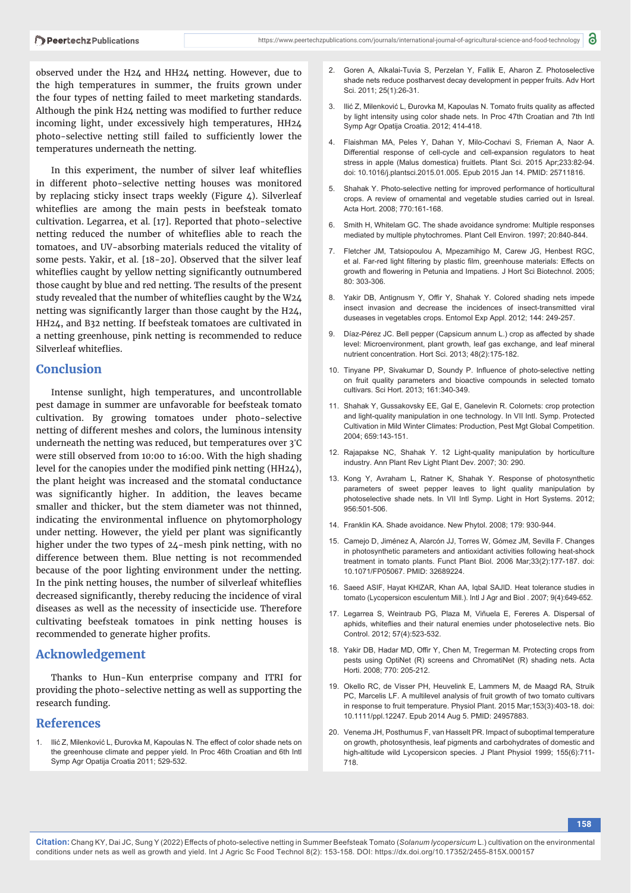observed under the H24 and HH24 netting. However, due to the high temperatures in summer, the fruits grown under the four types of netting failed to meet marketing standards. Although the pink H24 netting was modified to further reduce incoming light, under excessively high temperatures, HH24 photo-selective netting still failed to sufficiently lower the temperatures underneath the netting.

In this experiment, the number of silver leaf whiteflies in different photo-selective netting houses was monitored by replacing sticky insect traps weekly (Figure 4). Silverleaf whiteflies are among the main pests in beefsteak tomato cultivation. Legarrea, et al. [17]. Reported that photo-selective netting reduced the number of whiteflies able to reach the tomatoes, and UV-absorbing materials reduced the vitality of some pests. Yakir, et al. [18-20]. Observed that the silver leaf whiteflies caught by yellow netting significantly outnumbered those caught by blue and red netting. The results of the present study revealed that the number of whiteflies caught by the W24 netting was significantly larger than those caught by the H24, HH24, and B32 netting. If beefsteak tomatoes are cultivated in a netting greenhouse, pink netting is recommended to reduce Silverleaf whiteflies.

## Conclusion

Intense sunlight, high temperatures, and uncontrollable pest damage in summer are unfavorable for beefsteak tomato cultivation. By growing tomatoes under photo-selective netting of different meshes and colors, the luminous intensity underneath the netting was reduced, but temperatures over 3°C were still observed from 10:00 to 16:00. With the high shading level for the canopies under the modified pink netting (HH24), the plant height was increased and the stomatal conductance was significantly higher. In addition, the leaves became smaller and thicker, but the stem diameter was not thinned, indicating the environmental influence on phytomorphology under netting. However, the yield per plant was significantly higher under the two types of 24-mesh pink netting, with no difference between them. Blue netting is not recommended because of the poor lighting environment under the netting. In the pink netting houses, the number of silverleaf whiteflies decreased significantly, thereby reducing the incidence of viral diseases as well as the necessity of insecticide use. Therefore cultivating beefsteak tomatoes in pink netting houses is recommended to generate higher profits.

## Acknowledgement

Thanks to Hun-Kun enterprise company and ITRI for providing the photo-selective netting as well as supporting the research funding.

## References

1. Ilić Z, Milenković L, Đurovka M, Kapoulas N. The effect of color shade nets on the greenhouse climate and pepper yield. In Proc 46th Croatian and 6th Intl Symp Agr Opatija Croatia 2011; 529-532.
2. Goren A, Alkalai-Tuvia S, Perzelan Y, Fallik E, Aharon Z. Photoselective shade nets reduce postharvest decay development in pepper fruits. Adv Hort Sci. 2011; 25(1):26-31.
3. Ilić Z, Milenković L, Đurovka M, Kapoulas N. Tomato fruits quality as affected by light intensity using color shade nets. In Proc 47th Croatian and 7th Intl Symp Agr Opatija Croatia. 2012; 414-418.
4. Flaishman MA, Peles Y, Dahan Y, Milo-Cochavi S, Frieman A, Naor A. Differential response of cell-cycle and cell-expansion regulators to heat stress in apple (Malus domestica) fruitlets. Plant Sci. 2015 Apr;233:82-94. doi: 10.1016/j.plantsci.2015.01.005. Epub 2015 Jan 14. PMID: 25711816.
5. Shahak Y. Photo-selective netting for improved performance of horticultural crops. A review of ornamental and vegetable studies carried out in Isreal. Acta Hort. 2008; 770:161-168.
6. Smith H, Whitelam GC. The shade avoidance syndrome: Multiple responses mediated by multiple phytochromes. Plant Cell Environ. 1997; 20:840-844.
7. Fletcher JM, Tatsiopoulou A, Mpezamihigo M, Carew JG, Henbest RGC, et al. Far-red light filtering by plastic film, greenhouse materials: Effects on growth and flowering in Petunia and Impatiens. J Hort Sci Biotechnol. 2005; 80: 303-306.
8. Yakir DB, Antignusm Y, Offir Y, Shahak Y. Colored shading nets impede insect invasion and decrease the incidences of insect-transmitted viral duseases in vegetables crops. Entomol Exp Appl. 2012; 144: 249-257.
9. Díaz-Pérez JC. Bell pepper (Capsicum annum L.) crop as affected by shade level: Microenvironment, plant growth, leaf gas exchange, and leaf mineral nutrient concentration. Hort Sci. 2013; 48(2):175-182.
10. Tinyane PP, Sivakumar D, Soundy P. Influence of photo-selective netting on fruit quality parameters and bioactive compounds in selected tomato cultivars. Sci Hort. 2013; 161:340-349.
11. Shahak Y, Gussakovsky EE, Gal E, Ganelevin R. Colornets: crop protection and light-quality manipulation in one technology. In VII Intl. Symp. Protected Cultivation in Mild Winter Climates: Production, Pest Mgt Global Competition. 2004; 659:143-151.
12. Rajapakse NC, Shahak Y. 12 Light-quality manipulation by horticulture industry. Ann Plant Rev Light Plant Dev. 2007; 30: 290.
13. Kong Y, Avraham L, Ratner K, Shahak Y. Response of photosynthetic parameters of sweet pepper leaves to light quality manipulation by photoselective shade nets. In VII Intl Symp. Light in Hort Systems. 2012; 956:501-506.
14. Franklin KA. Shade avoidance. New Phytol. 2008; 179: 930-944.
15. Camejo D, Jiménez A, Alarcón JJ, Torres W, Gómez JM, Sevilla F. Changes in photosynthetic parameters and antioxidant activities following heat-shock treatment in tomato plants. Funct Plant Biol. 2006 Mar;33(2):177-187. doi: 10.1071/FP05067. PMID: 32689224.
16. Saeed ASIF, Hayat KHIZAR, Khan AA, Iqbal SAJID. Heat tolerance studies in tomato (Lycopersicon esculentum Mill.). Intl J Agr and Biol . 2007; 9(4):649-652.
17. Legarrea S, Weintraub PG, Plaza M, Viñuela E, Fereres A. Dispersal of aphids, whiteflies and their natural enemies under photoselective nets. Bio Control. 2012; 57(4):523-532.
18. Yakir DB, Hadar MD, Offir Y, Chen M, Tregerman M. Protecting crops from pests using OptiNet (R) screens and ChromatiNet (R) shading nets. Acta Horti. 2008; 770: 205-212.
19. Okello RC, de Visser PH, Heuvelink E, Lammers M, de Maagd RA, Struik PC, Marcelis LF. A multilevel analysis of fruit growth of two tomato cultivars in response to fruit temperature. Physiol Plant. 2015 Mar;153(3):403-18. doi: 10.1111/ppl.12247. Epub 2014 Aug 5. PMID: 24957883.
20. Venema JH, Posthumus F, van Hasselt PR. Impact of suboptimal temperature on growth, photosynthesis, leaf pigments and carbohydrates of domestic and high-altitude wild Lycopersicon species. J Plant Physiol 1999; 155(6):711-718.